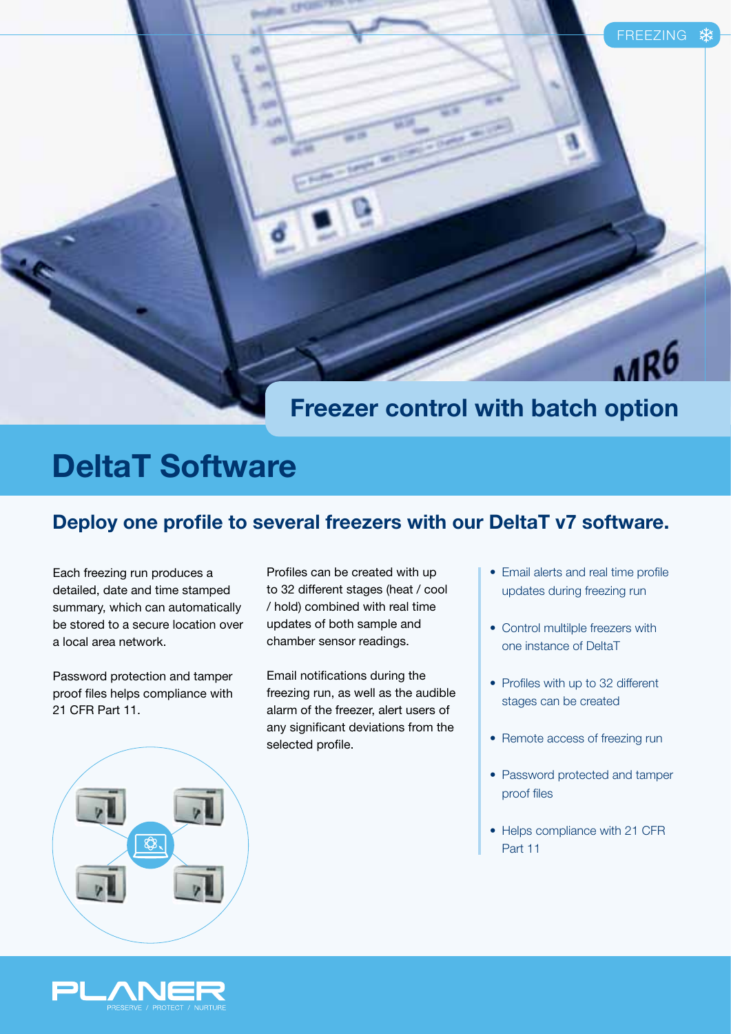FREEZING

## Freezer control with batch option

# DeltaT Software

### Deploy one profile to several freezers with our DeltaT v7 software.

Each freezing run produces a detailed, date and time stamped summary, which can automatically be stored to a secure location over a local area network.

Password protection and tamper proof files helps compliance with 21 CFR Part 11.

Profiles can be created with up to 32 different stages (heat / cool / hold) combined with real time updates of both sample and chamber sensor readings.

Email notifications during the freezing run, as well as the audible alarm of the freezer, alert users of any significant deviations from the selected profile.

- Email alerts and real time profile updates during freezing run
- Control multilple freezers with one instance of DeltaT
- Profiles with up to 32 different stages can be created
- Remote access of freezing run
- Password protected and tamper proof files
- Helps compliance with 21 CFR Part 11

PLANER
PRESERVE / PROTECT / NURTURE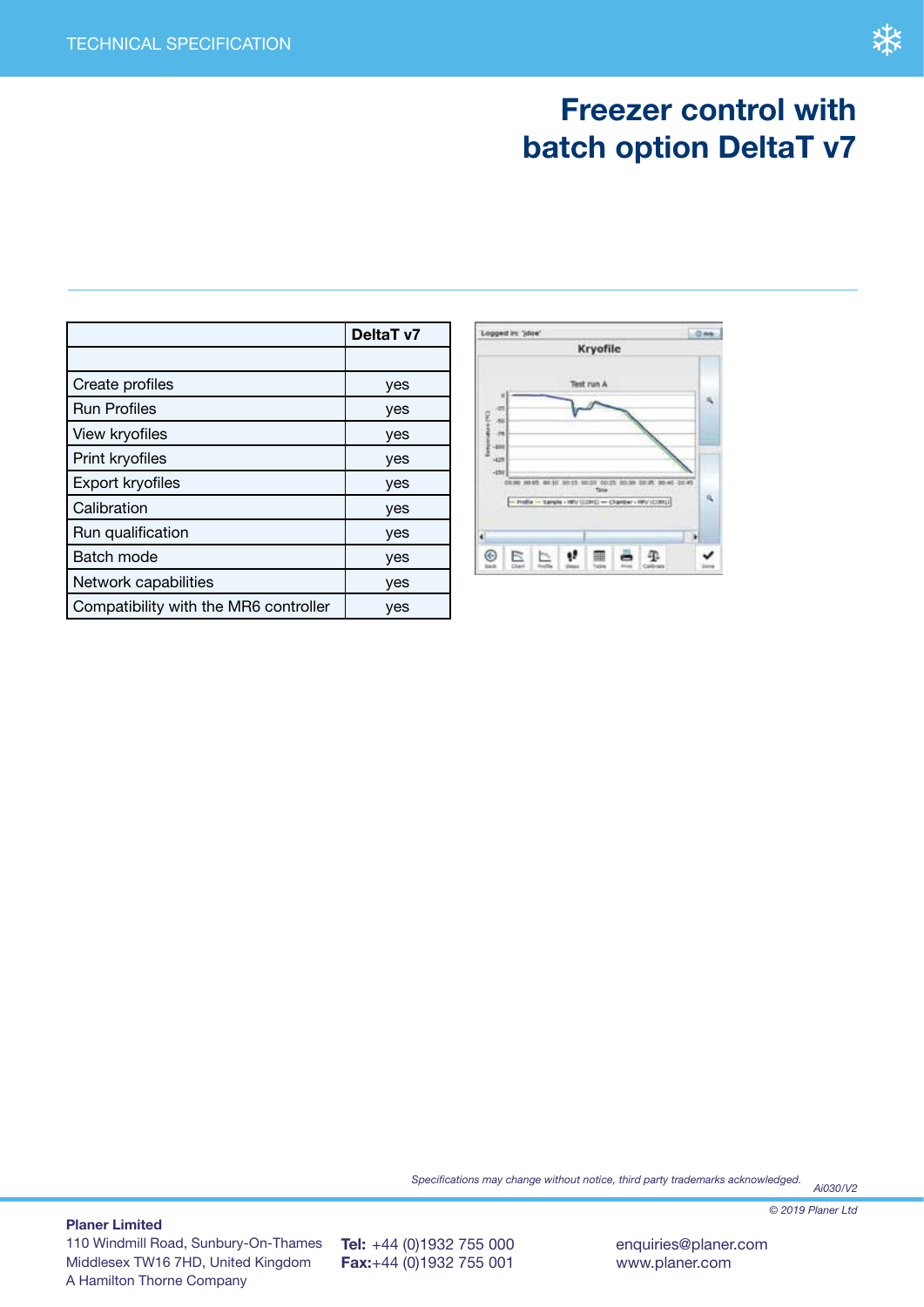TECHNICAL SPECIFICATION

# Freezer control with batch option DeltaT v7

| | DeltaT v7 |
|---|---|
| | |
| Create profiles | yes |
| Run Profiles | yes |
| View kryofiles | yes |
| Print kryofiles | yes |
| Export kryofiles | yes |
| Calibration | yes |
| Run qualification | yes |
| Batch mode | yes |
| Network capabilities | yes |
| Compatibility with the MR6 controller | yes |

Logged in: 'jdoe'

Kryofile

Test run A

*Specifications may change without notice, third party trademarks acknowledged.* *Ai030/V2*

*© 2019 Planer Ltd*

**Planer Limited**
110 Windmill Road, Sunbury-On-Thames
Middlesex TW16 7HD, United Kingdom
A Hamilton Thorne Company

**Tel:** +44 (0)1932 755 000
**Fax:**+44 (0)1932 755 001

enquiries@planer.com
www.planer.com